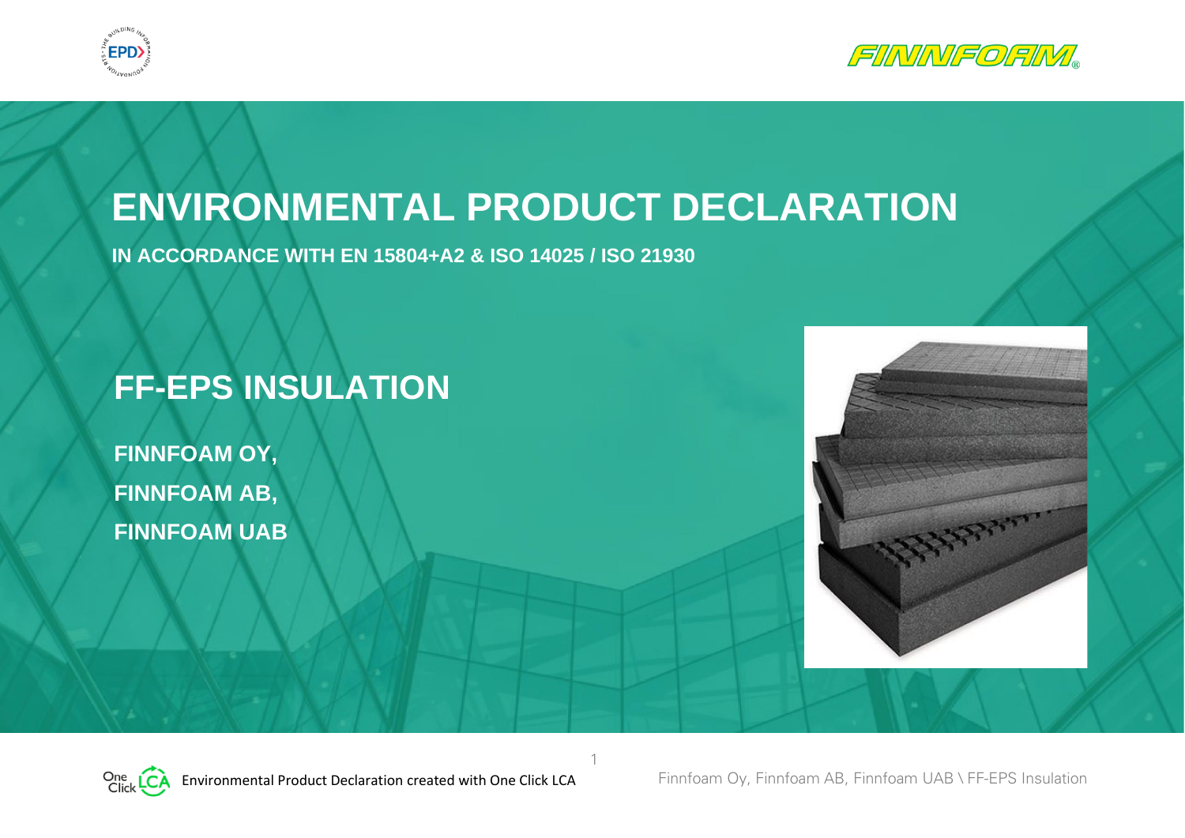# ENVIRONMENTAL PRODUCT DECLARATION

**IN ACCORDANCE WITH EN 15804+A2 & ISO 14025 / ISO 21930**

## FF-EPS INSULATION

**FINNFOAM OY,**

**FINNFOAM AB,**

**FINNFOAM UAB**

Environmental Product Declaration created with One Click LCA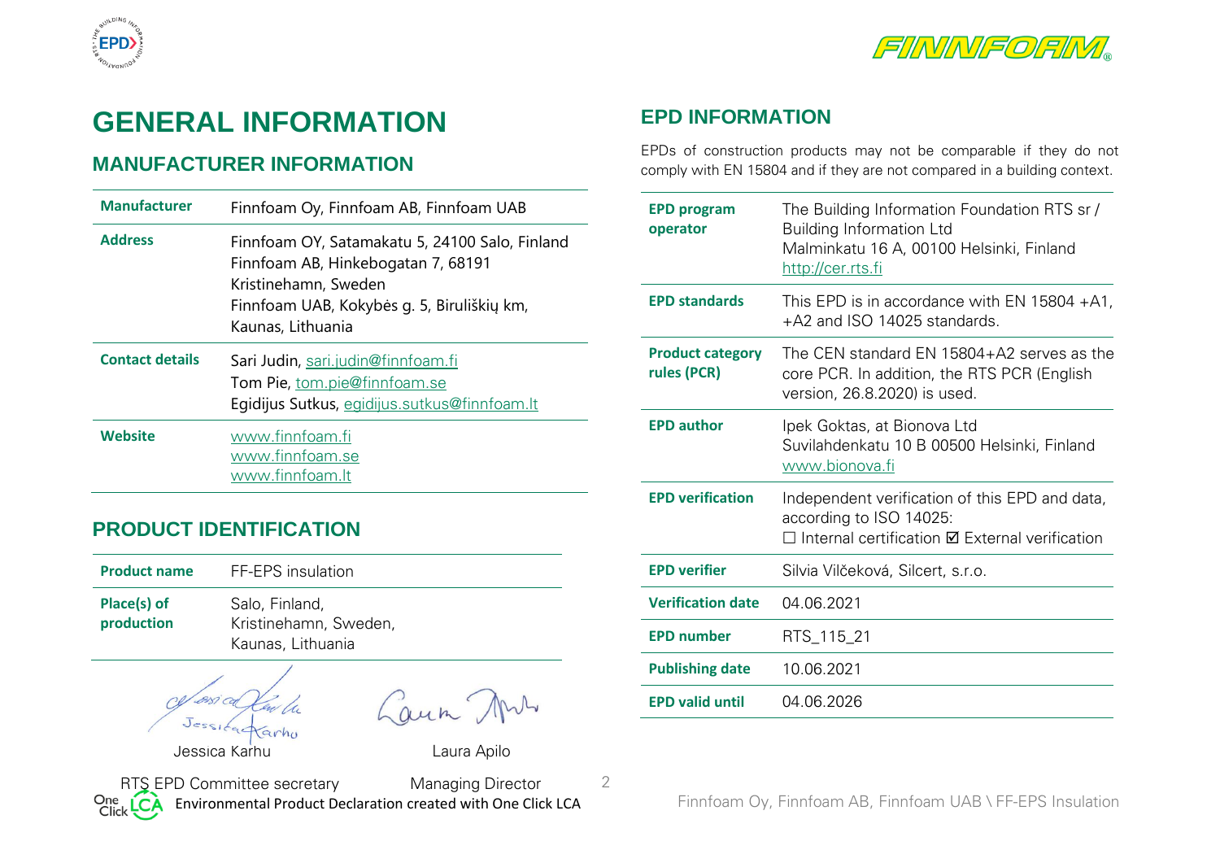# GENERAL INFORMATION

## MANUFACTURER INFORMATION

| | |
|---|---|
| **Manufacturer** | Finnfoam Oy, Finnfoam AB, Finnfoam UAB |
| **Address** | Finnfoam OY, Satamakatu 5, 24100 Salo, Finland<br>Finnfoam AB, Hinkebogatan 7, 68191 Kristinehamn, Sweden<br>Finnfoam UAB, Kokybės g. 5, Biruliškių km, Kaunas, Lithuania |
| **Contact details** | Sari Judin, sari.judin@finnfoam.fi<br>Tom Pie, tom.pie@finnfoam.se<br>Egidijus Sutkus, egidijus.sutkus@finnfoam.lt |
| **Website** | www.finnfoam.fi<br>www.finnfoam.se<br>www.finnfoam.lt |

## PRODUCT IDENTIFICATION

| | |
|---|---|
| **Product name** | FF-EPS insulation |
| **Place(s) of production** | Salo, Finland,<br>Kristinehamn, Sweden,<br>Kaunas, Lithuania |

Jessica Karhu
RTS EPD Committee secretary

Laura Apilo
Managing Director

## EPD INFORMATION

EPDs of construction products may not be comparable if they do not comply with EN 15804 and if they are not compared in a building context.

| | |
|---|---|
| **EPD program operator** | The Building Information Foundation RTS sr / Building Information Ltd<br>Malminkatu 16 A, 00100 Helsinki, Finland<br>http://cer.rts.fi |
| **EPD standards** | This EPD is in accordance with EN 15804 +A1, +A2 and ISO 14025 standards. |
| **Product category rules (PCR)** | The CEN standard EN 15804+A2 serves as the core PCR. In addition, the RTS PCR (English version, 26.8.2020) is used. |
| **EPD author** | Ipek Goktas, at Bionova Ltd<br>Suvilahdenkatu 10 B 00500 Helsinki, Finland<br>www.bionova.fi |
| **EPD verification** | Independent verification of this EPD and data, according to ISO 14025:<br>☐ Internal certification ☑ External verification |
| **EPD verifier** | Silvia Vilčeková, Silcert, s.r.o. |
| **Verification date** | 04.06.2021 |
| **EPD number** | RTS_115_21 |
| **Publishing date** | 10.06.2021 |
| **EPD valid until** | 04.06.2026 |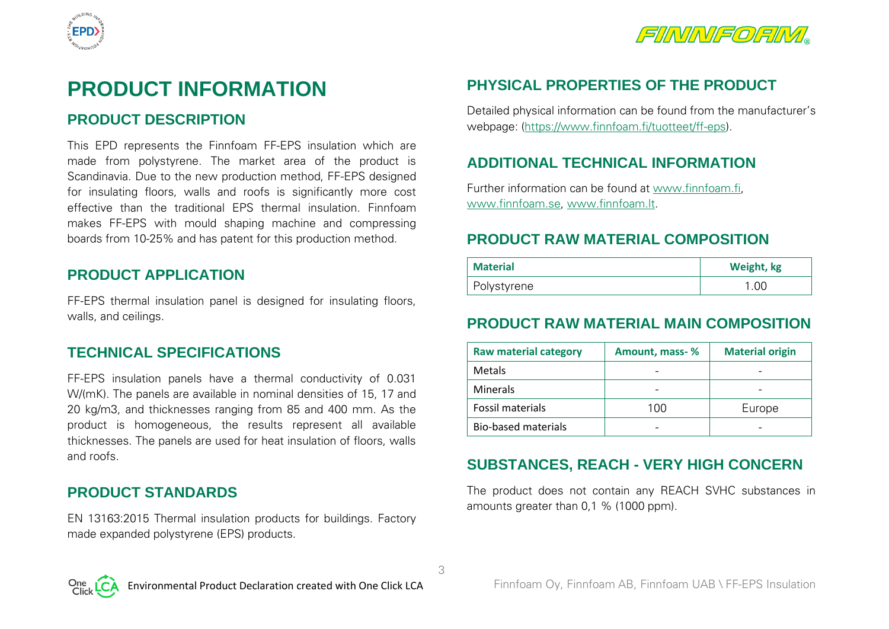# PRODUCT INFORMATION

## PRODUCT DESCRIPTION

This EPD represents the Finnfoam FF-EPS insulation which are made from polystyrene. The market area of the product is Scandinavia. Due to the new production method, FF-EPS designed for insulating floors, walls and roofs is significantly more cost effective than the traditional EPS thermal insulation. Finnfoam makes FF-EPS with mould shaping machine and compressing boards from 10-25% and has patent for this production method.

## PRODUCT APPLICATION

FF-EPS thermal insulation panel is designed for insulating floors, walls, and ceilings.

## TECHNICAL SPECIFICATIONS

FF-EPS insulation panels have a thermal conductivity of 0.031 W/(mK). The panels are available in nominal densities of 15, 17 and 20 kg/m3, and thicknesses ranging from 85 and 400 mm. As the product is homogeneous, the results represent all available thicknesses. The panels are used for heat insulation of floors, walls and roofs.

## PRODUCT STANDARDS

EN 13163:2015 Thermal insulation products for buildings. Factory made expanded polystyrene (EPS) products.

## PHYSICAL PROPERTIES OF THE PRODUCT

Detailed physical information can be found from the manufacturer's webpage: (https://www.finnfoam.fi/tuotteet/ff-eps).

## ADDITIONAL TECHNICAL INFORMATION

Further information can be found at www.finnfoam.fi, www.finnfoam.se, www.finnfoam.lt.

## PRODUCT RAW MATERIAL COMPOSITION

| Material | Weight, kg |
|---|---|
| Polystyrene | 1.00 |

## PRODUCT RAW MATERIAL MAIN COMPOSITION

| Raw material category | Amount, mass- % | Material origin |
|---|---|---|
| Metals | - | - |
| Minerals | - | - |
| Fossil materials | 100 | Europe |
| Bio-based materials | - | - |

## SUBSTANCES, REACH - VERY HIGH CONCERN

The product does not contain any REACH SVHC substances in amounts greater than 0,1 % (1000 ppm).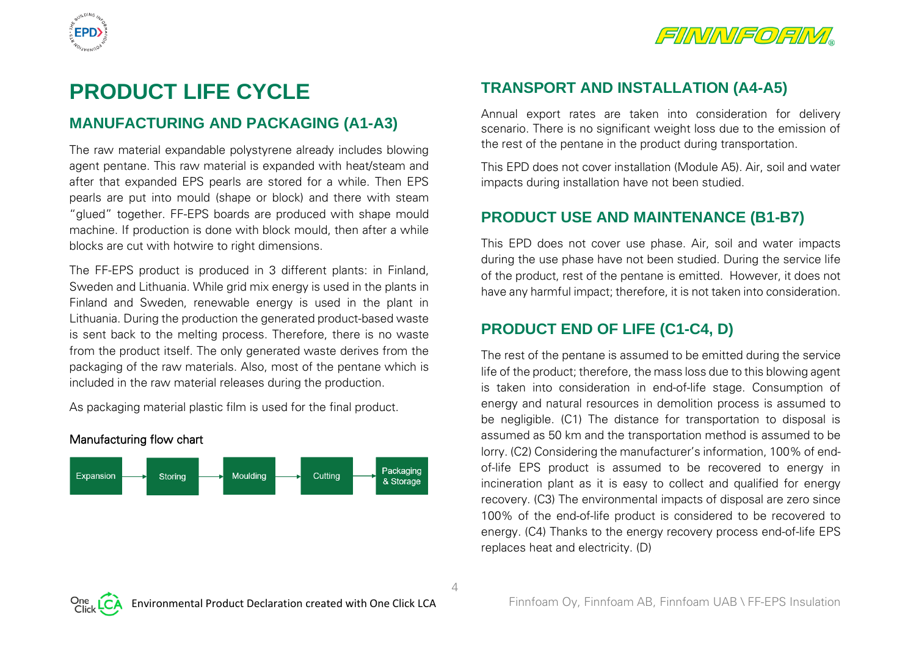# PRODUCT LIFE CYCLE

## MANUFACTURING AND PACKAGING (A1-A3)

The raw material expandable polystyrene already includes blowing agent pentane. This raw material is expanded with heat/steam and after that expanded EPS pearls are stored for a while. Then EPS pearls are put into mould (shape or block) and there with steam "glued" together. FF-EPS boards are produced with shape mould machine. If production is done with block mould, then after a while blocks are cut with hotwire to right dimensions.

The FF-EPS product is produced in 3 different plants: in Finland, Sweden and Lithuania. While grid mix energy is used in the plants in Finland and Sweden, renewable energy is used in the plant in Lithuania. During the production the generated product-based waste is sent back to the melting process. Therefore, there is no waste from the product itself. The only generated waste derives from the packaging of the raw materials. Also, most of the pentane which is included in the raw material releases during the production.

As packaging material plastic film is used for the final product.

Manufacturing flow chart

Expansion → Storing → Moulding → Cutting → Packaging & Storage

## TRANSPORT AND INSTALLATION (A4-A5)

Annual export rates are taken into consideration for delivery scenario. There is no significant weight loss due to the emission of the rest of the pentane in the product during transportation.

This EPD does not cover installation (Module A5). Air, soil and water impacts during installation have not been studied.

## PRODUCT USE AND MAINTENANCE (B1-B7)

This EPD does not cover use phase. Air, soil and water impacts during the use phase have not been studied. During the service life of the product, rest of the pentane is emitted. However, it does not have any harmful impact; therefore, it is not taken into consideration.

## PRODUCT END OF LIFE (C1-C4, D)

The rest of the pentane is assumed to be emitted during the service life of the product; therefore, the mass loss due to this blowing agent is taken into consideration in end-of-life stage. Consumption of energy and natural resources in demolition process is assumed to be negligible. (C1) The distance for transportation to disposal is assumed as 50 km and the transportation method is assumed to be lorry. (C2) Considering the manufacturer's information, 100% of end-of-life EPS product is assumed to be recovered to energy in incineration plant as it is easy to collect and qualified for energy recovery. (C3) The environmental impacts of disposal are zero since 100% of the end-of-life product is considered to be recovered to energy. (C4) Thanks to the energy recovery process end-of-life EPS replaces heat and electricity. (D)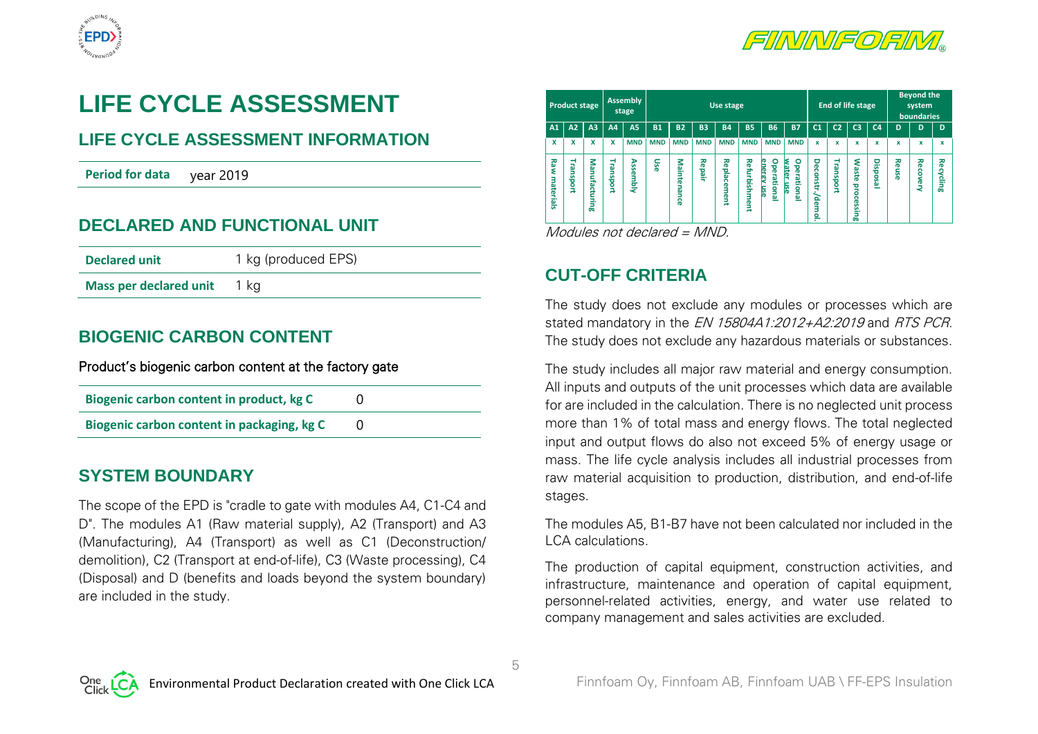# LIFE CYCLE ASSESSMENT

## LIFE CYCLE ASSESSMENT INFORMATION

| **Period for data** | year 2019 |
|---|---|

## DECLARED AND FUNCTIONAL UNIT

| **Declared unit** | 1 kg (produced EPS) |
|---|---|
| **Mass per declared unit** | 1 kg |

## BIOGENIC CARBON CONTENT

Product's biogenic carbon content at the factory gate

| **Biogenic carbon content in product, kg C** | 0 |
|---|---|
| **Biogenic carbon content in packaging, kg C** | 0 |

## SYSTEM BOUNDARY

The scope of the EPD is "cradle to gate with modules A4, C1-C4 and D". The modules A1 (Raw material supply), A2 (Transport) and A3 (Manufacturing), A4 (Transport) as well as C1 (Deconstruction/ demolition), C2 (Transport at end-of-life), C3 (Waste processing), C4 (Disposal) and D (benefits and loads beyond the system boundary) are included in the study.

| Product stage | | | Assembly stage | | Use stage | | | | | | | End of life stage | | | | Beyond the system boundaries | | |
|---|---|---|---|---|---|---|---|---|---|---|---|---|---|---|---|---|---|---|
| A1 | A2 | A3 | A4 | A5 | B1 | B2 | B3 | B4 | B5 | B6 | B7 | C1 | C2 | C3 | C4 | D | D | D |
| x | x | x | x | MND | MND | MND | MND | MND | MND | MND | MND | x | x | x | x | x | x | x |
| Raw materials | Transport | Manufacturing | Transport | Assembly | Use | Maintenance | Repair | Replacement | Refurbishment | Operational energy use | Operational water use | Deconstr./demol. | Transport | Waste processing | Disposal | Reuse | Recovery | Recycling |

*Modules not declared = MND.*

## CUT-OFF CRITERIA

The study does not exclude any modules or processes which are stated mandatory in the *EN 15804A1:2012+A2:2019* and *RTS PCR*. The study does not exclude any hazardous materials or substances.

The study includes all major raw material and energy consumption. All inputs and outputs of the unit processes which data are available for are included in the calculation. There is no neglected unit process more than 1% of total mass and energy flows. The total neglected input and output flows do also not exceed 5% of energy usage or mass. The life cycle analysis includes all industrial processes from raw material acquisition to production, distribution, and end-of-life stages.

The modules A5, B1-B7 have not been calculated nor included in the LCA calculations.

The production of capital equipment, construction activities, and infrastructure, maintenance and operation of capital equipment, personnel-related activities, energy, and water use related to company management and sales activities are excluded.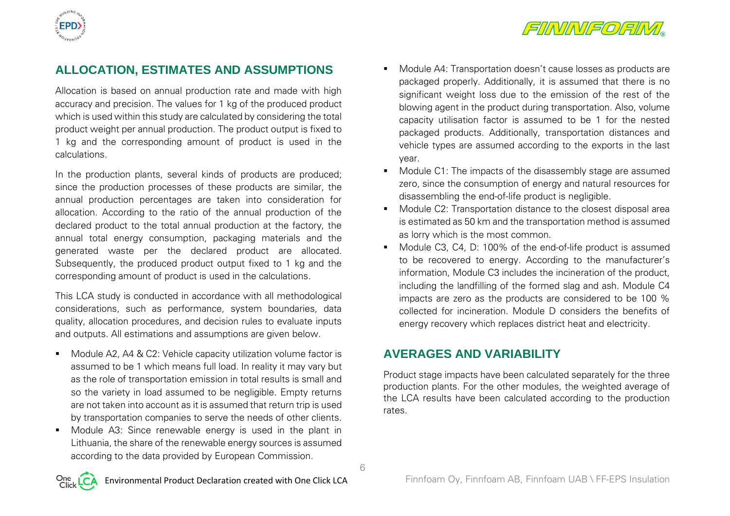## ALLOCATION, ESTIMATES AND ASSUMPTIONS

Allocation is based on annual production rate and made with high accuracy and precision. The values for 1 kg of the produced product which is used within this study are calculated by considering the total product weight per annual production. The product output is fixed to 1 kg and the corresponding amount of product is used in the calculations.

In the production plants, several kinds of products are produced; since the production processes of these products are similar, the annual production percentages are taken into consideration for allocation. According to the ratio of the annual production of the declared product to the total annual production at the factory, the annual total energy consumption, packaging materials and the generated waste per the declared product are allocated. Subsequently, the produced product output fixed to 1 kg and the corresponding amount of product is used in the calculations.

This LCA study is conducted in accordance with all methodological considerations, such as performance, system boundaries, data quality, allocation procedures, and decision rules to evaluate inputs and outputs. All estimations and assumptions are given below.

- Module A2, A4 & C2: Vehicle capacity utilization volume factor is assumed to be 1 which means full load. In reality it may vary but as the role of transportation emission in total results is small and so the variety in load assumed to be negligible. Empty returns are not taken into account as it is assumed that return trip is used by transportation companies to serve the needs of other clients.
- Module A3: Since renewable energy is used in the plant in Lithuania, the share of the renewable energy sources is assumed according to the data provided by European Commission.
- Module A4: Transportation doesn't cause losses as products are packaged properly. Additionally, it is assumed that there is no significant weight loss due to the emission of the rest of the blowing agent in the product during transportation. Also, volume capacity utilisation factor is assumed to be 1 for the nested packaged products. Additionally, transportation distances and vehicle types are assumed according to the exports in the last year.
- Module C1: The impacts of the disassembly stage are assumed zero, since the consumption of energy and natural resources for disassembling the end-of-life product is negligible.
- Module C2: Transportation distance to the closest disposal area is estimated as 50 km and the transportation method is assumed as lorry which is the most common.
- Module C3, C4, D: 100% of the end-of-life product is assumed to be recovered to energy. According to the manufacturer's information, Module C3 includes the incineration of the product, including the landfilling of the formed slag and ash. Module C4 impacts are zero as the products are considered to be 100 % collected for incineration. Module D considers the benefits of energy recovery which replaces district heat and electricity.

## AVERAGES AND VARIABILITY

Product stage impacts have been calculated separately for the three production plants. For the other modules, the weighted average of the LCA results have been calculated according to the production rates.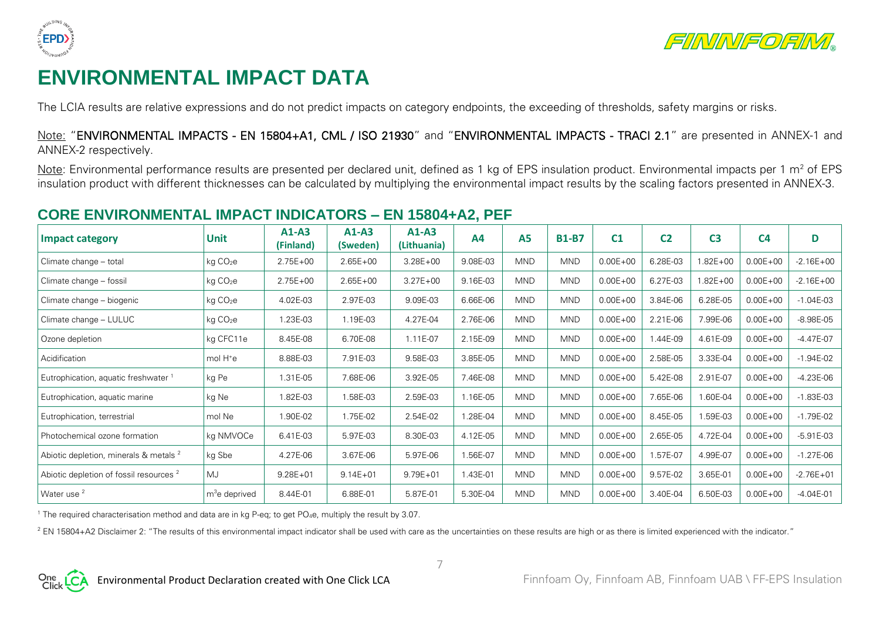# ENVIRONMENTAL IMPACT DATA

The LCIA results are relative expressions and do not predict impacts on category endpoints, the exceeding of thresholds, safety margins or risks.

Note: "**ENVIRONMENTAL IMPACTS - EN 15804+A1, CML / ISO 21930**" and "**ENVIRONMENTAL IMPACTS - TRACI 2.1**" are presented in ANNEX-1 and ANNEX-2 respectively.

Note: Environmental performance results are presented per declared unit, defined as 1 kg of EPS insulation product. Environmental impacts per 1 $m^2$ of EPS insulation product with different thicknesses can be calculated by multiplying the environmental impact results by the scaling factors presented in ANNEX-3.

## CORE ENVIRONMENTAL IMPACT INDICATORS – EN 15804+A2, PEF

| Impact category | Unit | A1-A3 (Finland) | A1-A3 (Sweden) | A1-A3 (Lithuania) | A4 | A5 | B1-B7 | C1 | C2 | C3 | C4 | D |
|---|---|---|---|---|---|---|---|---|---|---|---|---|
| Climate change – total | kg $CO_2e$ | 2.75E+00 | 2.65E+00 | 3.28E+00 | 9.08E-03 | MND | MND | 0.00E+00 | 6.28E-03 | 1.82E+00 | 0.00E+00 | -2.16E+00 |
| Climate change – fossil | kg $CO_2e$ | 2.75E+00 | 2.65E+00 | 3.27E+00 | 9.16E-03 | MND | MND | 0.00E+00 | 6.27E-03 | 1.82E+00 | 0.00E+00 | -2.16E+00 |
| Climate change – biogenic | kg $CO_2e$ | 4.02E-03 | 2.97E-03 | 9.09E-03 | 6.66E-06 | MND | MND | 0.00E+00 | 3.84E-06 | 6.28E-05 | 0.00E+00 | -1.04E-03 |
| Climate change – LULUC | kg $CO_2e$ | 1.23E-03 | 1.19E-03 | 4.27E-04 | 2.76E-06 | MND | MND | 0.00E+00 | 2.21E-06 | 7.99E-06 | 0.00E+00 | -8.98E-05 |
| Ozone depletion | kg CFC11e | 8.45E-08 | 6.70E-08 | 1.11E-07 | 2.15E-09 | MND | MND | 0.00E+00 | 1.44E-09 | 4.61E-09 | 0.00E+00 | -4.47E-07 |
| Acidification | mol $H^+e$ | 8.88E-03 | 7.91E-03 | 9.58E-03 | 3.85E-05 | MND | MND | 0.00E+00 | 2.58E-05 | 3.33E-04 | 0.00E+00 | -1.94E-02 |
| Eutrophication, aquatic freshwater [1] | kg Pe | 1.31E-05 | 7.68E-06 | 3.92E-05 | 7.46E-08 | MND | MND | 0.00E+00 | 5.42E-08 | 2.91E-07 | 0.00E+00 | -4.23E-06 |
| Eutrophication, aquatic marine | kg Ne | 1.82E-03 | 1.58E-03 | 2.59E-03 | 1.16E-05 | MND | MND | 0.00E+00 | 7.65E-06 | 1.60E-04 | 0.00E+00 | -1.83E-03 |
| Eutrophication, terrestrial | mol Ne | 1.90E-02 | 1.75E-02 | 2.54E-02 | 1.28E-04 | MND | MND | 0.00E+00 | 8.45E-05 | 1.59E-03 | 0.00E+00 | -1.79E-02 |
| Photochemical ozone formation | kg NMVOCe | 6.41E-03 | 5.97E-03 | 8.30E-03 | 4.12E-05 | MND | MND | 0.00E+00 | 2.65E-05 | 4.72E-04 | 0.00E+00 | -5.91E-03 |
| Abiotic depletion, minerals & metals [2] | kg Sbe | 4.27E-06 | 3.67E-06 | 5.97E-06 | 1.56E-07 | MND | MND | 0.00E+00 | 1.57E-07 | 4.99E-07 | 0.00E+00 | -1.27E-06 |
| Abiotic depletion of fossil resources [2] | MJ | 9.28E+01 | 9.14E+01 | 9.79E+01 | 1.43E-01 | MND | MND | 0.00E+00 | 9.57E-02 | 3.65E-01 | 0.00E+00 | -2.76E+01 |
| Water use [2] | $m^3$e deprived | 8.44E-01 | 6.88E-01 | 5.87E-01 | 5.30E-04 | MND | MND | 0.00E+00 | 3.40E-04 | 6.50E-03 | 0.00E+00 | -4.04E-01 |

[1] The required characterisation method and data are in kg P-eq; to get $PO_4e$, multiply the result by 3.07.

[2] EN 15804+A2 Disclaimer 2: "The results of this environmental impact indicator shall be used with care as the uncertainties on these results are high or as there is limited experienced with the indicator."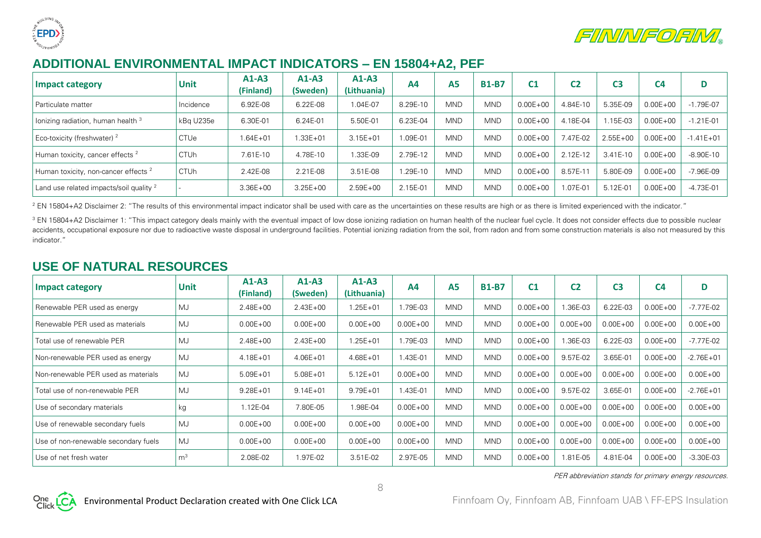## ADDITIONAL ENVIRONMENTAL IMPACT INDICATORS – EN 15804+A2, PEF

| Impact category | Unit | A1-A3 (Finland) | A1-A3 (Sweden) | A1-A3 (Lithuania) | A4 | A5 | B1-B7 | C1 | C2 | C3 | C4 | D |
|---|---|---|---|---|---|---|---|---|---|---|---|---|
| Particulate matter | Incidence | 6.92E-08 | 6.22E-08 | 1.04E-07 | 8.29E-10 | MND | MND | 0.00E+00 | 4.84E-10 | 5.35E-09 | 0.00E+00 | -1.79E-07 |
| Ionizing radiation, human health [3] | kBq U235e | 6.30E-01 | 6.24E-01 | 5.50E-01 | 6.23E-04 | MND | MND | 0.00E+00 | 4.18E-04 | 1.15E-03 | 0.00E+00 | -1.21E-01 |
| Eco-toxicity (freshwater) [2] | CTUe | 1.64E+01 | 1.33E+01 | 3.15E+01 | 1.09E-01 | MND | MND | 0.00E+00 | 7.47E-02 | 2.55E+00 | 0.00E+00 | -1.41E+01 |
| Human toxicity, cancer effects [2] | CTUh | 7.61E-10 | 4.78E-10 | 1.33E-09 | 2.79E-12 | MND | MND | 0.00E+00 | 2.12E-12 | 3.41E-10 | 0.00E+00 | -8.90E-10 |
| Human toxicity, non-cancer effects [2] | CTUh | 2.42E-08 | 2.21E-08 | 3.51E-08 | 1.29E-10 | MND | MND | 0.00E+00 | 8.57E-11 | 5.80E-09 | 0.00E+00 | -7.96E-09 |
| Land use related impacts/soil quality [2] | - | 3.36E+00 | 3.25E+00 | 2.59E+00 | 2.15E-01 | MND | MND | 0.00E+00 | 1.07E-01 | 5.12E-01 | 0.00E+00 | -4.73E-01 |

[2] EN 15804+A2 Disclaimer 2: "The results of this environmental impact indicator shall be used with care as the uncertainties on these results are high or as there is limited experienced with the indicator."

[3] EN 15804+A2 Disclaimer 1: "This impact category deals mainly with the eventual impact of low dose ionizing radiation on human health of the nuclear fuel cycle. It does not consider effects due to possible nuclear accidents, occupational exposure nor due to radioactive waste disposal in underground facilities. Potential ionizing radiation from the soil, from radon and from some construction materials is also not measured by this indicator."

## USE OF NATURAL RESOURCES

| Impact category | Unit | A1-A3 (Finland) | A1-A3 (Sweden) | A1-A3 (Lithuania) | A4 | A5 | B1-B7 | C1 | C2 | C3 | C4 | D |
|---|---|---|---|---|---|---|---|---|---|---|---|---|
| Renewable PER used as energy | MJ | 2.48E+00 | 2.43E+00 | 1.25E+01 | 1.79E-03 | MND | MND | 0.00E+00 | 1.36E-03 | 6.22E-03 | 0.00E+00 | -7.77E-02 |
| Renewable PER used as materials | MJ | 0.00E+00 | 0.00E+00 | 0.00E+00 | 0.00E+00 | MND | MND | 0.00E+00 | 0.00E+00 | 0.00E+00 | 0.00E+00 | 0.00E+00 |
| Total use of renewable PER | MJ | 2.48E+00 | 2.43E+00 | 1.25E+01 | 1.79E-03 | MND | MND | 0.00E+00 | 1.36E-03 | 6.22E-03 | 0.00E+00 | -7.77E-02 |
| Non-renewable PER used as energy | MJ | 4.18E+01 | 4.06E+01 | 4.68E+01 | 1.43E-01 | MND | MND | 0.00E+00 | 9.57E-02 | 3.65E-01 | 0.00E+00 | -2.76E+01 |
| Non-renewable PER used as materials | MJ | 5.09E+01 | 5.08E+01 | 5.12E+01 | 0.00E+00 | MND | MND | 0.00E+00 | 0.00E+00 | 0.00E+00 | 0.00E+00 | 0.00E+00 |
| Total use of non-renewable PER | MJ | 9.28E+01 | 9.14E+01 | 9.79E+01 | 1.43E-01 | MND | MND | 0.00E+00 | 9.57E-02 | 3.65E-01 | 0.00E+00 | -2.76E+01 |
| Use of secondary materials | kg | 1.12E-04 | 7.80E-05 | 1.98E-04 | 0.00E+00 | MND | MND | 0.00E+00 | 0.00E+00 | 0.00E+00 | 0.00E+00 | 0.00E+00 |
| Use of renewable secondary fuels | MJ | 0.00E+00 | 0.00E+00 | 0.00E+00 | 0.00E+00 | MND | MND | 0.00E+00 | 0.00E+00 | 0.00E+00 | 0.00E+00 | 0.00E+00 |
| Use of non-renewable secondary fuels | MJ | 0.00E+00 | 0.00E+00 | 0.00E+00 | 0.00E+00 | MND | MND | 0.00E+00 | 0.00E+00 | 0.00E+00 | 0.00E+00 | 0.00E+00 |
| Use of net fresh water | $m^3$ | 2.08E-02 | 1.97E-02 | 3.51E-02 | 2.97E-05 | MND | MND | 0.00E+00 | 1.81E-05 | 4.81E-04 | 0.00E+00 | -3.30E-03 |

*PER abbreviation stands for primary energy resources.*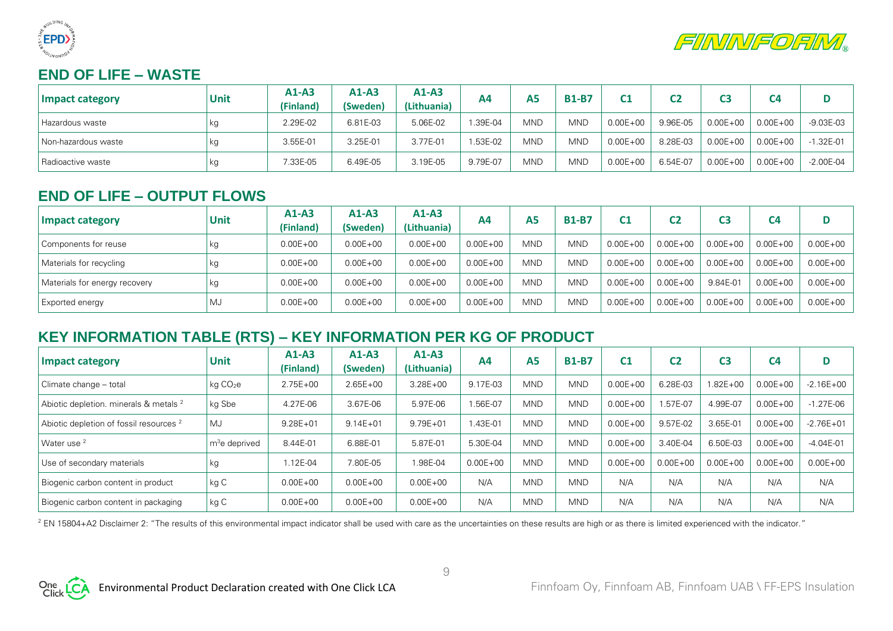## END OF LIFE – WASTE

| Impact category | Unit | A1-A3 (Finland) | A1-A3 (Sweden) | A1-A3 (Lithuania) | A4 | A5 | B1-B7 | C1 | C2 | C3 | C4 | D |
|---|---|---|---|---|---|---|---|---|---|---|---|---|
| Hazardous waste | kg | 2.29E-02 | 6.81E-03 | 5.06E-02 | 1.39E-04 | MND | MND | 0.00E+00 | 9.96E-05 | 0.00E+00 | 0.00E+00 | -9.03E-03 |
| Non-hazardous waste | kg | 3.55E-01 | 3.25E-01 | 3.77E-01 | 1.53E-02 | MND | MND | 0.00E+00 | 8.28E-03 | 0.00E+00 | 0.00E+00 | -1.32E-01 |
| Radioactive waste | kg | 7.33E-05 | 6.49E-05 | 3.19E-05 | 9.79E-07 | MND | MND | 0.00E+00 | 6.54E-07 | 0.00E+00 | 0.00E+00 | -2.00E-04 |

## END OF LIFE – OUTPUT FLOWS

| Impact category | Unit | A1-A3 (Finland) | A1-A3 (Sweden) | A1-A3 (Lithuania) | A4 | A5 | B1-B7 | C1 | C2 | C3 | C4 | D |
|---|---|---|---|---|---|---|---|---|---|---|---|---|
| Components for reuse | kg | 0.00E+00 | 0.00E+00 | 0.00E+00 | 0.00E+00 | MND | MND | 0.00E+00 | 0.00E+00 | 0.00E+00 | 0.00E+00 | 0.00E+00 |
| Materials for recycling | kg | 0.00E+00 | 0.00E+00 | 0.00E+00 | 0.00E+00 | MND | MND | 0.00E+00 | 0.00E+00 | 0.00E+00 | 0.00E+00 | 0.00E+00 |
| Materials for energy recovery | kg | 0.00E+00 | 0.00E+00 | 0.00E+00 | 0.00E+00 | MND | MND | 0.00E+00 | 0.00E+00 | 9.84E-01 | 0.00E+00 | 0.00E+00 |
| Exported energy | MJ | 0.00E+00 | 0.00E+00 | 0.00E+00 | 0.00E+00 | MND | MND | 0.00E+00 | 0.00E+00 | 0.00E+00 | 0.00E+00 | 0.00E+00 |

## KEY INFORMATION TABLE (RTS) – KEY INFORMATION PER KG OF PRODUCT

| Impact category | Unit | A1-A3 (Finland) | A1-A3 (Sweden) | A1-A3 (Lithuania) | A4 | A5 | B1-B7 | C1 | C2 | C3 | C4 | D |
|---|---|---|---|---|---|---|---|---|---|---|---|---|
| Climate change – total | kg $CO_2e$ | 2.75E+00 | 2.65E+00 | 3.28E+00 | 9.17E-03 | MND | MND | 0.00E+00 | 6.28E-03 | 1.82E+00 | 0.00E+00 | -2.16E+00 |
| Abiotic depletion. minerals & metals [2] | kg Sbe | 4.27E-06 | 3.67E-06 | 5.97E-06 | 1.56E-07 | MND | MND | 0.00E+00 | 1.57E-07 | 4.99E-07 | 0.00E+00 | -1.27E-06 |
| Abiotic depletion of fossil resources [2] | MJ | 9.28E+01 | 9.14E+01 | 9.79E+01 | 1.43E-01 | MND | MND | 0.00E+00 | 9.57E-02 | 3.65E-01 | 0.00E+00 | -2.76E+01 |
| Water use [2] | $m^3$e deprived | 8.44E-01 | 6.88E-01 | 5.87E-01 | 5.30E-04 | MND | MND | 0.00E+00 | 3.40E-04 | 6.50E-03 | 0.00E+00 | -4.04E-01 |
| Use of secondary materials | kg | 1.12E-04 | 7.80E-05 | 1.98E-04 | 0.00E+00 | MND | MND | 0.00E+00 | 0.00E+00 | 0.00E+00 | 0.00E+00 | 0.00E+00 |
| Biogenic carbon content in product | kg C | 0.00E+00 | 0.00E+00 | 0.00E+00 | N/A | MND | MND | N/A | N/A | N/A | N/A | N/A |
| Biogenic carbon content in packaging | kg C | 0.00E+00 | 0.00E+00 | 0.00E+00 | N/A | MND | MND | N/A | N/A | N/A | N/A | N/A |

[2] EN 15804+A2 Disclaimer 2: "The results of this environmental impact indicator shall be used with care as the uncertainties on these results are high or as there is limited experienced with the indicator."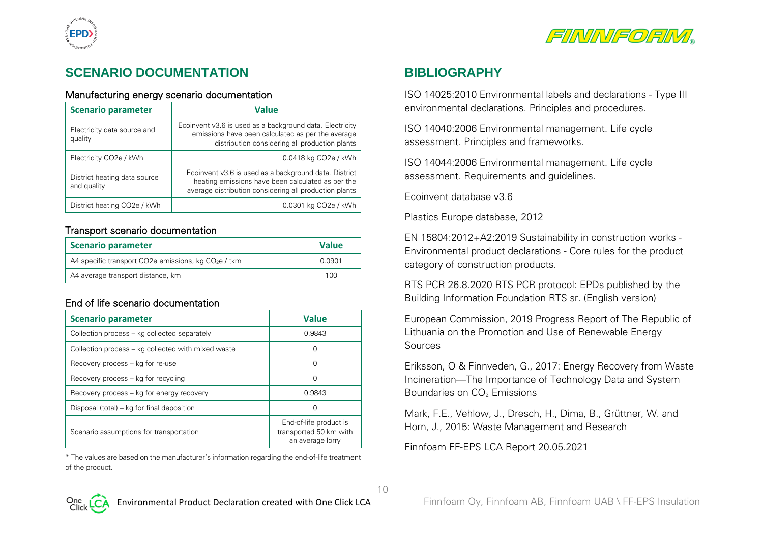## SCENARIO DOCUMENTATION

### Manufacturing energy scenario documentation

| Scenario parameter | Value |
|---|---|
| Electricity data source and quality | Ecoinvent v3.6 is used as a background data. Electricity emissions have been calculated as per the average distribution considering all production plants |
| Electricity CO2e / kWh | 0.0418 kg CO2e / kWh |
| District heating data source and quality | Ecoinvent v3.6 is used as a background data. District heating emissions have been calculated as per the average distribution considering all production plants |
| District heating CO2e / kWh | 0.0301 kg CO2e / kWh |

### Transport scenario documentation

| Scenario parameter | Value |
|---|---|
| A4 specific transport CO2e emissions, kg $CO_2$e / tkm | 0.0901 |
| A4 average transport distance, km | 100 |

### End of life scenario documentation

| Scenario parameter | Value |
|---|---|
| Collection process – kg collected separately | 0.9843 |
| Collection process – kg collected with mixed waste | 0 |
| Recovery process – kg for re-use | 0 |
| Recovery process – kg for recycling | 0 |
| Recovery process – kg for energy recovery | 0.9843 |
| Disposal (total) – kg for final deposition | 0 |
| Scenario assumptions for transportation | End-of-life product is transported 50 km with an average lorry |

* The values are based on the manufacturer's information regarding the end-of-life treatment of the product.

## BIBLIOGRAPHY

ISO 14025:2010 Environmental labels and declarations - Type III environmental declarations. Principles and procedures.

ISO 14040:2006 Environmental management. Life cycle assessment. Principles and frameworks.

ISO 14044:2006 Environmental management. Life cycle assessment. Requirements and guidelines.

Ecoinvent database v3.6

Plastics Europe database, 2012

EN 15804:2012+A2:2019 Sustainability in construction works - Environmental product declarations - Core rules for the product category of construction products.

RTS PCR 26.8.2020 RTS PCR protocol: EPDs published by the Building Information Foundation RTS sr. (English version)

European Commission, 2019 Progress Report of The Republic of Lithuania on the Promotion and Use of Renewable Energy Sources

Eriksson, O & Finnveden, G., 2017: Energy Recovery from Waste Incineration—The Importance of Technology Data and System Boundaries on $CO_2$ Emissions

Mark, F.E., Vehlow, J., Dresch, H., Dima, B., Grüttner, W. and Horn, J., 2015: Waste Management and Research

Finnfoam FF-EPS LCA Report 20.05.2021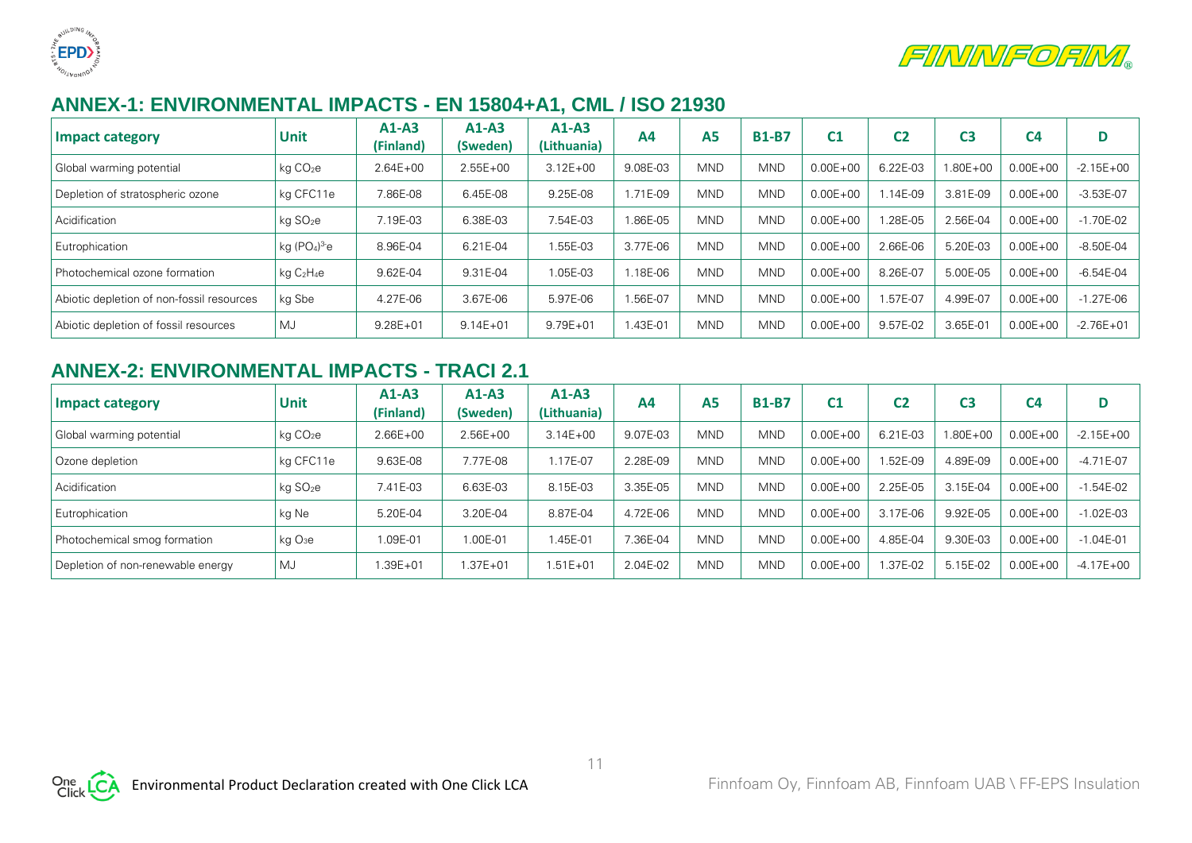## ANNEX-1: ENVIRONMENTAL IMPACTS - EN 15804+A1, CML / ISO 21930

| Impact category | Unit | A1-A3 (Finland) | A1-A3 (Sweden) | A1-A3 (Lithuania) | A4 | A5 | B1-B7 | C1 | C2 | C3 | C4 | D |
|---|---|---|---|---|---|---|---|---|---|---|---|---|
| Global warming potential | kg $CO_2e$ | 2.64E+00 | 2.55E+00 | 3.12E+00 | 9.08E-03 | MND | MND | 0.00E+00 | 6.22E-03 | 1.80E+00 | 0.00E+00 | -2.15E+00 |
| Depletion of stratospheric ozone | kg CFC11e | 7.86E-08 | 6.45E-08 | 9.25E-08 | 1.71E-09 | MND | MND | 0.00E+00 | 1.14E-09 | 3.81E-09 | 0.00E+00 | -3.53E-07 |
| Acidification | kg $SO_2e$ | 7.19E-03 | 6.38E-03 | 7.54E-03 | 1.86E-05 | MND | MND | 0.00E+00 | 1.28E-05 | 2.56E-04 | 0.00E+00 | -1.70E-02 |
| Eutrophication | kg $(PO_4)^{3-}e$ | 8.96E-04 | 6.21E-04 | 1.55E-03 | 3.77E-06 | MND | MND | 0.00E+00 | 2.66E-06 | 5.20E-03 | 0.00E+00 | -8.50E-04 |
| Photochemical ozone formation | kg $C_2H_4e$ | 9.62E-04 | 9.31E-04 | 1.05E-03 | 1.18E-06 | MND | MND | 0.00E+00 | 8.26E-07 | 5.00E-05 | 0.00E+00 | -6.54E-04 |
| Abiotic depletion of non-fossil resources | kg Sbe | 4.27E-06 | 3.67E-06 | 5.97E-06 | 1.56E-07 | MND | MND | 0.00E+00 | 1.57E-07 | 4.99E-07 | 0.00E+00 | -1.27E-06 |
| Abiotic depletion of fossil resources | MJ | 9.28E+01 | 9.14E+01 | 9.79E+01 | 1.43E-01 | MND | MND | 0.00E+00 | 9.57E-02 | 3.65E-01 | 0.00E+00 | -2.76E+01 |

## ANNEX-2: ENVIRONMENTAL IMPACTS - TRACI 2.1

| Impact category | Unit | A1-A3 (Finland) | A1-A3 (Sweden) | A1-A3 (Lithuania) | A4 | A5 | B1-B7 | C1 | C2 | C3 | C4 | D |
|---|---|---|---|---|---|---|---|---|---|---|---|---|
| Global warming potential | kg $CO_2e$ | 2.66E+00 | 2.56E+00 | 3.14E+00 | 9.07E-03 | MND | MND | 0.00E+00 | 6.21E-03 | 1.80E+00 | 0.00E+00 | -2.15E+00 |
| Ozone depletion | kg CFC11e | 9.63E-08 | 7.77E-08 | 1.17E-07 | 2.28E-09 | MND | MND | 0.00E+00 | 1.52E-09 | 4.89E-09 | 0.00E+00 | -4.71E-07 |
| Acidification | kg $SO_2e$ | 7.41E-03 | 6.63E-03 | 8.15E-03 | 3.35E-05 | MND | MND | 0.00E+00 | 2.25E-05 | 3.15E-04 | 0.00E+00 | -1.54E-02 |
| Eutrophication | kg Ne | 5.20E-04 | 3.20E-04 | 8.87E-04 | 4.72E-06 | MND | MND | 0.00E+00 | 3.17E-06 | 9.92E-05 | 0.00E+00 | -1.02E-03 |
| Photochemical smog formation | kg $O_3e$ | 1.09E-01 | 1.00E-01 | 1.45E-01 | 7.36E-04 | MND | MND | 0.00E+00 | 4.85E-04 | 9.30E-03 | 0.00E+00 | -1.04E-01 |
| Depletion of non-renewable energy | MJ | 1.39E+01 | 1.37E+01 | 1.51E+01 | 2.04E-02 | MND | MND | 0.00E+00 | 1.37E-02 | 5.15E-02 | 0.00E+00 | -4.17E+00 |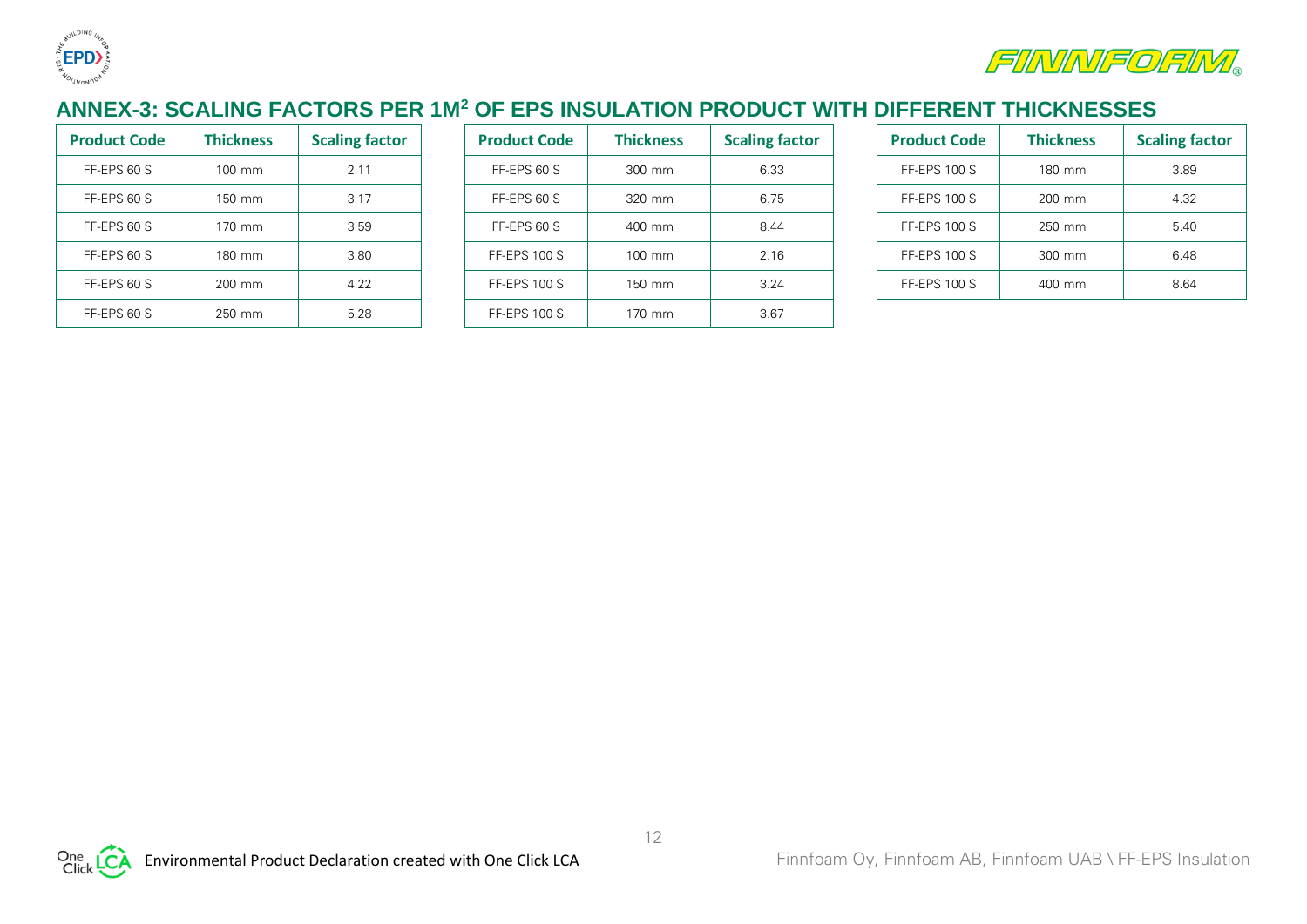## ANNEX-3: SCALING FACTORS PER 1M² OF EPS INSULATION PRODUCT WITH DIFFERENT THICKNESSES

| Product Code | Thickness | Scaling factor |
| --- | --- | --- |
| FF-EPS 60 S | 100 mm | 2.11 |
| FF-EPS 60 S | 150 mm | 3.17 |
| FF-EPS 60 S | 170 mm | 3.59 |
| FF-EPS 60 S | 180 mm | 3.80 |
| FF-EPS 60 S | 200 mm | 4.22 |
| FF-EPS 60 S | 250 mm | 5.28 |
| FF-EPS 60 S | 300 mm | 6.33 |
| FF-EPS 60 S | 320 mm | 6.75 |
| FF-EPS 60 S | 400 mm | 8.44 |
| FF-EPS 100 S | 100 mm | 2.16 |
| FF-EPS 100 S | 150 mm | 3.24 |
| FF-EPS 100 S | 170 mm | 3.67 |
| FF-EPS 100 S | 180 mm | 3.89 |
| FF-EPS 100 S | 200 mm | 4.32 |
| FF-EPS 100 S | 250 mm | 5.40 |
| FF-EPS 100 S | 300 mm | 6.48 |
| FF-EPS 100 S | 400 mm | 8.64 |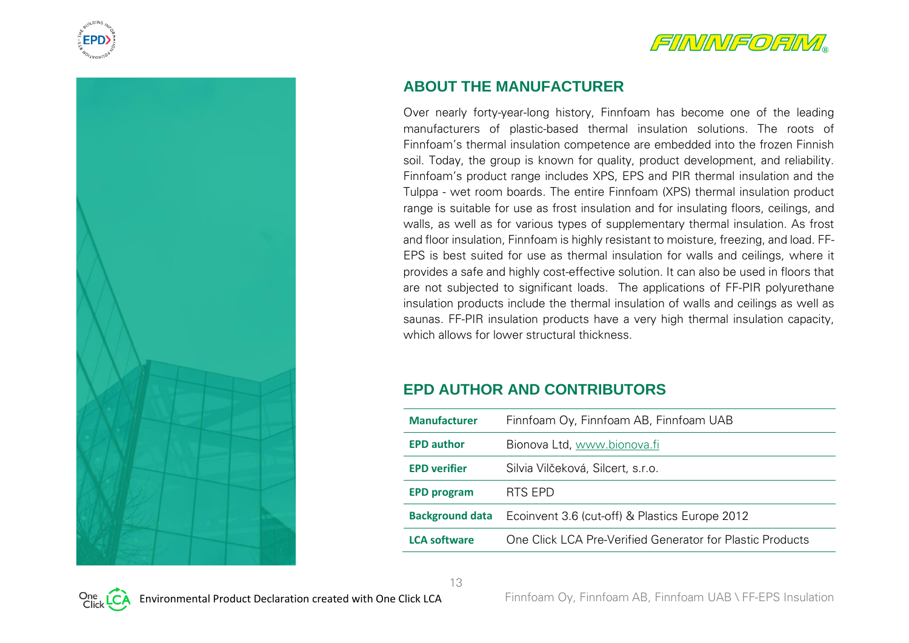## ABOUT THE MANUFACTURER

Over nearly forty-year-long history, Finnfoam has become one of the leading manufacturers of plastic-based thermal insulation solutions. The roots of Finnfoam's thermal insulation competence are embedded into the frozen Finnish soil. Today, the group is known for quality, product development, and reliability. Finnfoam's product range includes XPS, EPS and PIR thermal insulation and the Tulppa - wet room boards. The entire Finnfoam (XPS) thermal insulation product range is suitable for use as frost insulation and for insulating floors, ceilings, and walls, as well as for various types of supplementary thermal insulation. As frost and floor insulation, Finnfoam is highly resistant to moisture, freezing, and load. FF-EPS is best suited for use as thermal insulation for walls and ceilings, where it provides a safe and highly cost-effective solution. It can also be used in floors that are not subjected to significant loads. The applications of FF-PIR polyurethane insulation products include the thermal insulation of walls and ceilings as well as saunas. FF-PIR insulation products have a very high thermal insulation capacity, which allows for lower structural thickness.

## EPD AUTHOR AND CONTRIBUTORS

| | |
|---|---|
| **Manufacturer** | Finnfoam Oy, Finnfoam AB, Finnfoam UAB |
| **EPD author** | Bionova Ltd, www.bionova.fi |
| **EPD verifier** | Silvia Vilčeková, Silcert, s.r.o. |
| **EPD program** | RTS EPD |
| **Background data** | Ecoinvent 3.6 (cut-off) & Plastics Europe 2012 |
| **LCA software** | One Click LCA Pre-Verified Generator for Plastic Products |